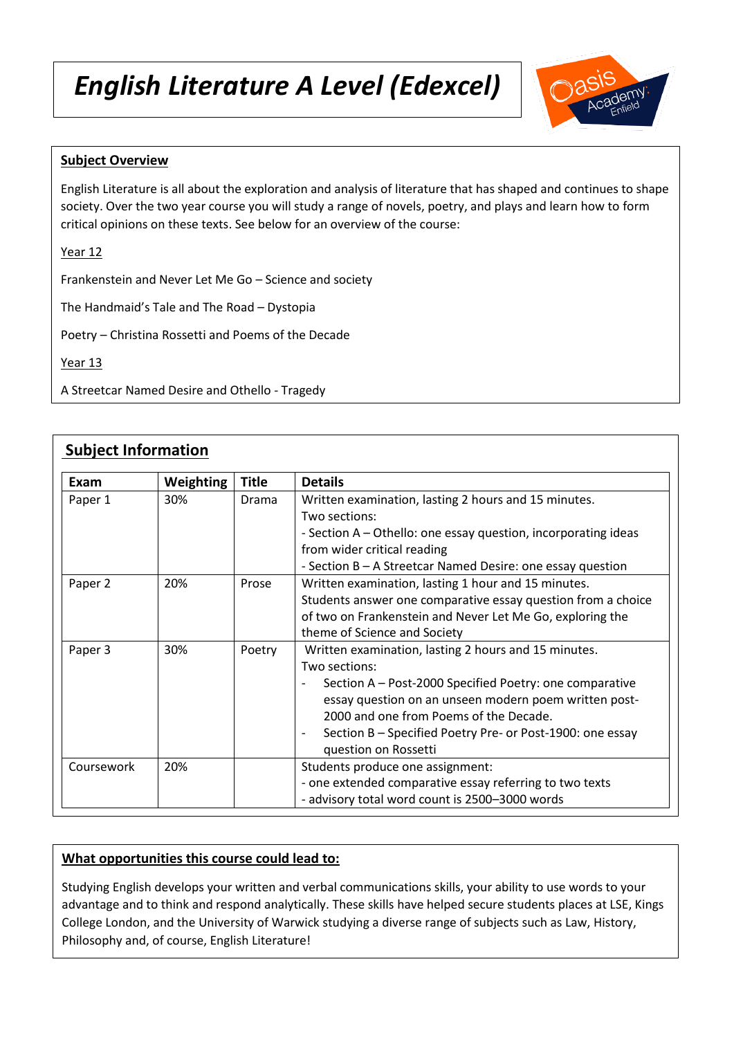# *English Literature A Level (Edexcel)*

**Subject Overview**

English Literature is all about the exploration and analysis of literature that has shaped and continues to shape society. Over the two year course you will study a range of novels, poetry, and plays and learn how to form critical opinions on these texts. See below for an overview of the course:

Year 12

Frankenstein and Never Let Me Go – Science and society

The Handmaid's Tale and The Road – Dystopia

Poetry – Christina Rossetti and Poems of the Decade

Year 13

A Streetcar Named Desire and Othello - Tragedy

## Subject Information

| Exam | Weighting | Title | Details |
|---|---|---|---|
| Paper 1 | 30% | Drama | Written examination, lasting 2 hours and 15 minutes.<br>Two sections:<br>- Section A – Othello: one essay question, incorporating ideas from wider critical reading<br>- Section B – A Streetcar Named Desire: one essay question |
| Paper 2 | 20% | Prose | Written examination, lasting 1 hour and 15 minutes.<br>Students answer one comparative essay question from a choice of two on Frankenstein and Never Let Me Go, exploring the theme of Science and Society |
| Paper 3 | 30% | Poetry | Written examination, lasting 2 hours and 15 minutes.<br>Two sections:<br>- Section A – Post-2000 Specified Poetry: one comparative essay question on an unseen modern poem written post-2000 and one from Poems of the Decade.<br>- Section B – Specified Poetry Pre- or Post-1900: one essay question on Rossetti |
| Coursework | 20% | | Students produce one assignment:<br>- one extended comparative essay referring to two texts<br>- advisory total word count is 2500–3000 words |

**What opportunities this course could lead to:**

Studying English develops your written and verbal communications skills, your ability to use words to your advantage and to think and respond analytically. These skills have helped secure students places at LSE, Kings College London, and the University of Warwick studying a diverse range of subjects such as Law, History, Philosophy and, of course, English Literature!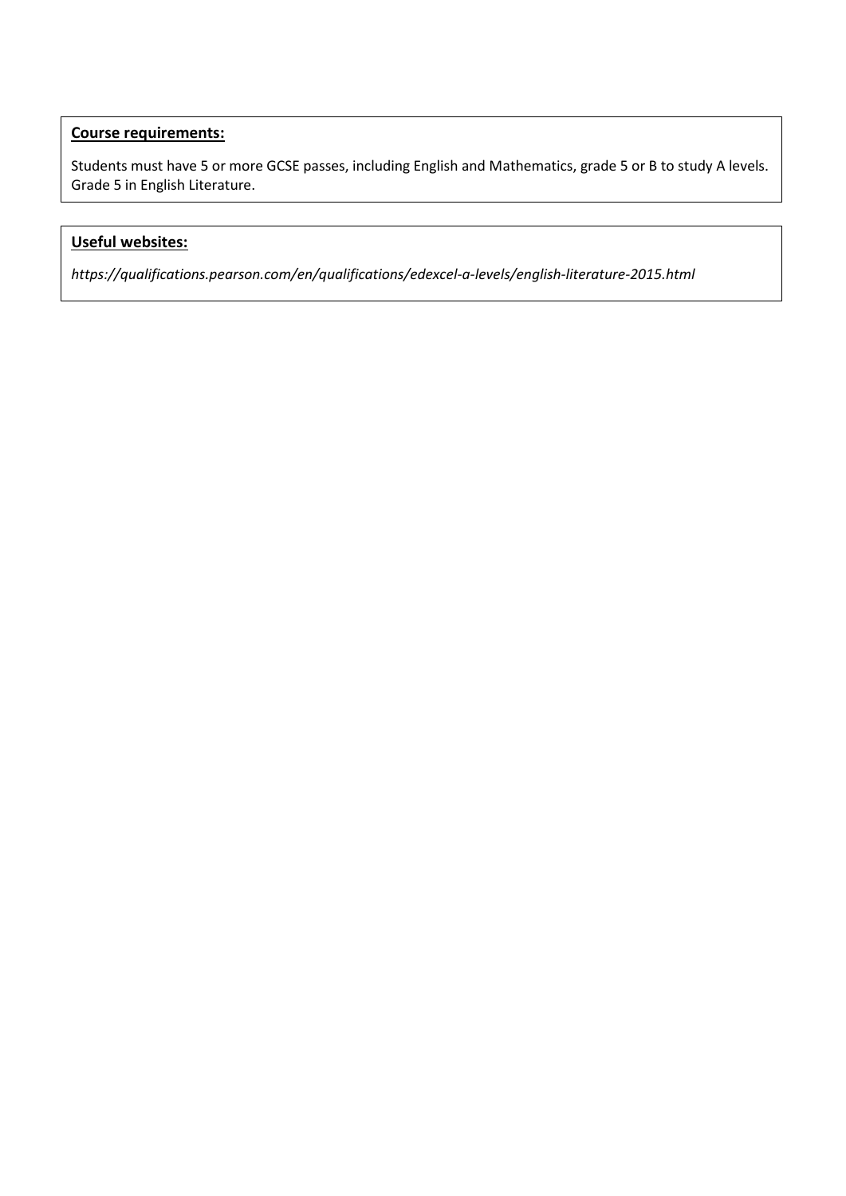**Course requirements:**

Students must have 5 or more GCSE passes, including English and Mathematics, grade 5 or B to study A levels. Grade 5 in English Literature.

**Useful websites:**

*https://qualifications.pearson.com/en/qualifications/edexcel-a-levels/english-literature-2015.html*